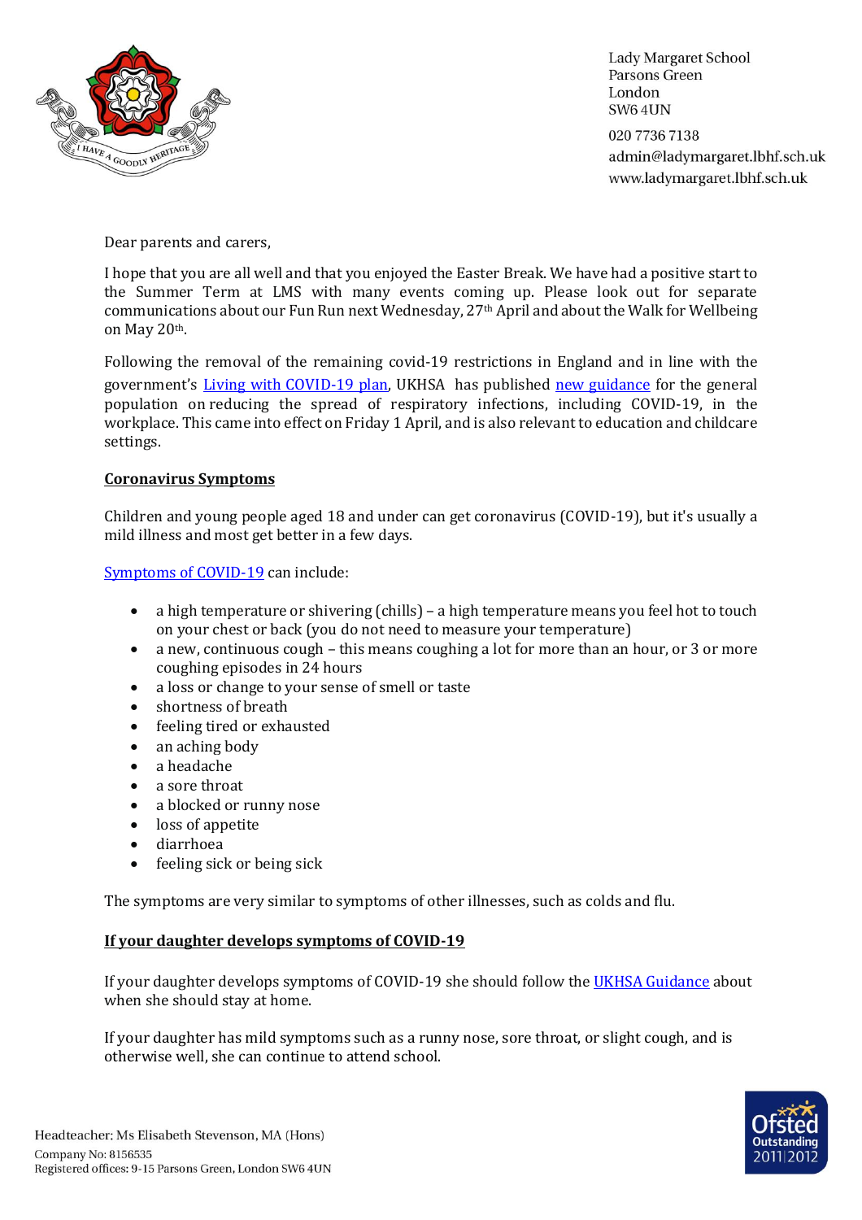Lady Margaret School
Parsons Green
London
SW6 4UN

020 7736 7138
admin@ladymargaret.lbhf.sch.uk
www.ladymargaret.lbhf.sch.uk

Dear parents and carers,

I hope that you are all well and that you enjoyed the Easter Break. We have had a positive start to the Summer Term at LMS with many events coming up. Please look out for separate communications about our Fun Run next Wednesday, 27th April and about the Walk for Wellbeing on May 20th.

Following the removal of the remaining covid-19 restrictions in England and in line with the government's Living with COVID-19 plan, UKHSA has published new guidance for the general population on reducing the spread of respiratory infections, including COVID-19, in the workplace. This came into effect on Friday 1 April, and is also relevant to education and childcare settings.

## Coronavirus Symptoms

Children and young people aged 18 and under can get coronavirus (COVID-19), but it's usually a mild illness and most get better in a few days.

Symptoms of COVID-19 can include:

- a high temperature or shivering (chills) – a high temperature means you feel hot to touch on your chest or back (you do not need to measure your temperature)
- a new, continuous cough – this means coughing a lot for more than an hour, or 3 or more coughing episodes in 24 hours
- a loss or change to your sense of smell or taste
- shortness of breath
- feeling tired or exhausted
- an aching body
- a headache
- a sore throat
- a blocked or runny nose
- loss of appetite
- diarrhoea
- feeling sick or being sick

The symptoms are very similar to symptoms of other illnesses, such as colds and flu.

## If your daughter develops symptoms of COVID-19

If your daughter develops symptoms of COVID-19 she should follow the UKHSA Guidance about when she should stay at home.

If your daughter has mild symptoms such as a runny nose, sore throat, or slight cough, and is otherwise well, she can continue to attend school.

Headteacher: Ms Elisabeth Stevenson, MA (Hons)
Company No: 8156535
Registered offices: 9-15 Parsons Green, London SW6 4UN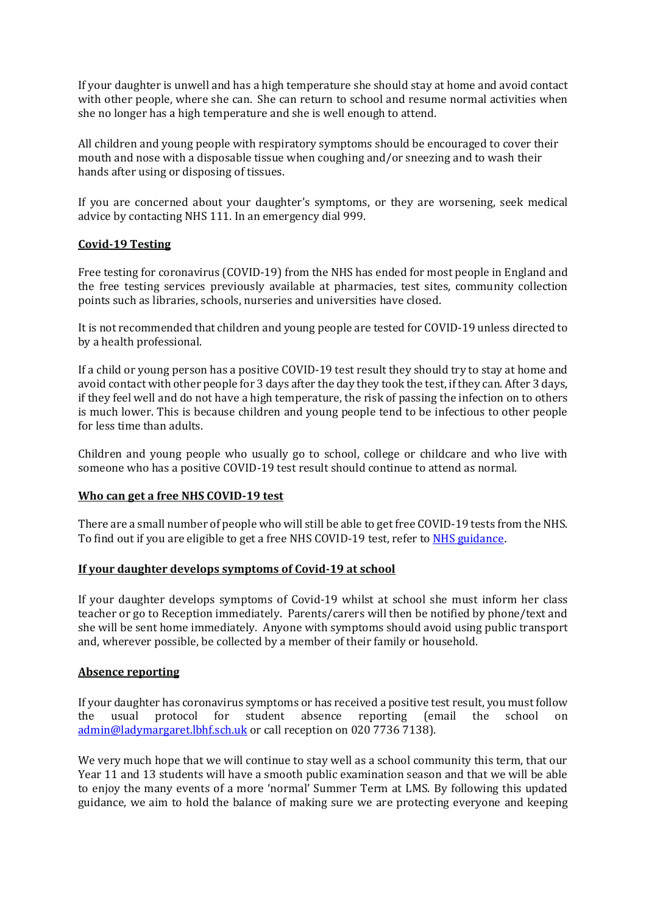If your daughter is unwell and has a high temperature she should stay at home and avoid contact with other people, where she can. She can return to school and resume normal activities when she no longer has a high temperature and she is well enough to attend.

All children and young people with respiratory symptoms should be encouraged to cover their mouth and nose with a disposable tissue when coughing and/or sneezing and to wash their hands after using or disposing of tissues.

If you are concerned about your daughter's symptoms, or they are worsening, seek medical advice by contacting NHS 111. In an emergency dial 999.

**Covid-19 Testing**

Free testing for coronavirus (COVID-19) from the NHS has ended for most people in England and the free testing services previously available at pharmacies, test sites, community collection points such as libraries, schools, nurseries and universities have closed.

It is not recommended that children and young people are tested for COVID-19 unless directed to by a health professional.

If a child or young person has a positive COVID-19 test result they should try to stay at home and avoid contact with other people for 3 days after the day they took the test, if they can. After 3 days, if they feel well and do not have a high temperature, the risk of passing the infection on to others is much lower. This is because children and young people tend to be infectious to other people for less time than adults.

Children and young people who usually go to school, college or childcare and who live with someone who has a positive COVID-19 test result should continue to attend as normal.

**Who can get a free NHS COVID-19 test**

There are a small number of people who will still be able to get free COVID-19 tests from the NHS. To find out if you are eligible to get a free NHS COVID-19 test, refer to NHS guidance.

**If your daughter develops symptoms of Covid-19 at school**

If your daughter develops symptoms of Covid-19 whilst at school she must inform her class teacher or go to Reception immediately. Parents/carers will then be notified by phone/text and she will be sent home immediately. Anyone with symptoms should avoid using public transport and, wherever possible, be collected by a member of their family or household.

**Absence reporting**

If your daughter has coronavirus symptoms or has received a positive test result, you must follow the usual protocol for student absence reporting (email the school on admin@ladymargaret.lbhf.sch.uk or call reception on 020 7736 7138).

We very much hope that we will continue to stay well as a school community this term, that our Year 11 and 13 students will have a smooth public examination season and that we will be able to enjoy the many events of a more 'normal' Summer Term at LMS. By following this updated guidance, we aim to hold the balance of making sure we are protecting everyone and keeping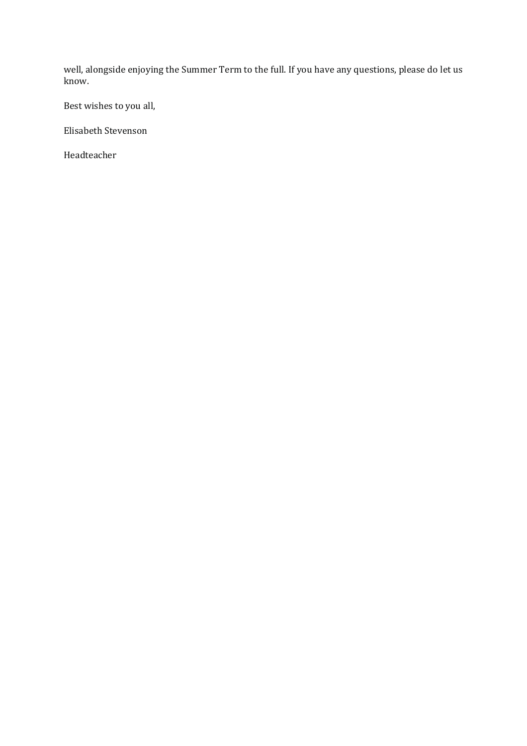well, alongside enjoying the Summer Term to the full. If you have any questions, please do let us know.

Best wishes to you all,

Elisabeth Stevenson

Headteacher